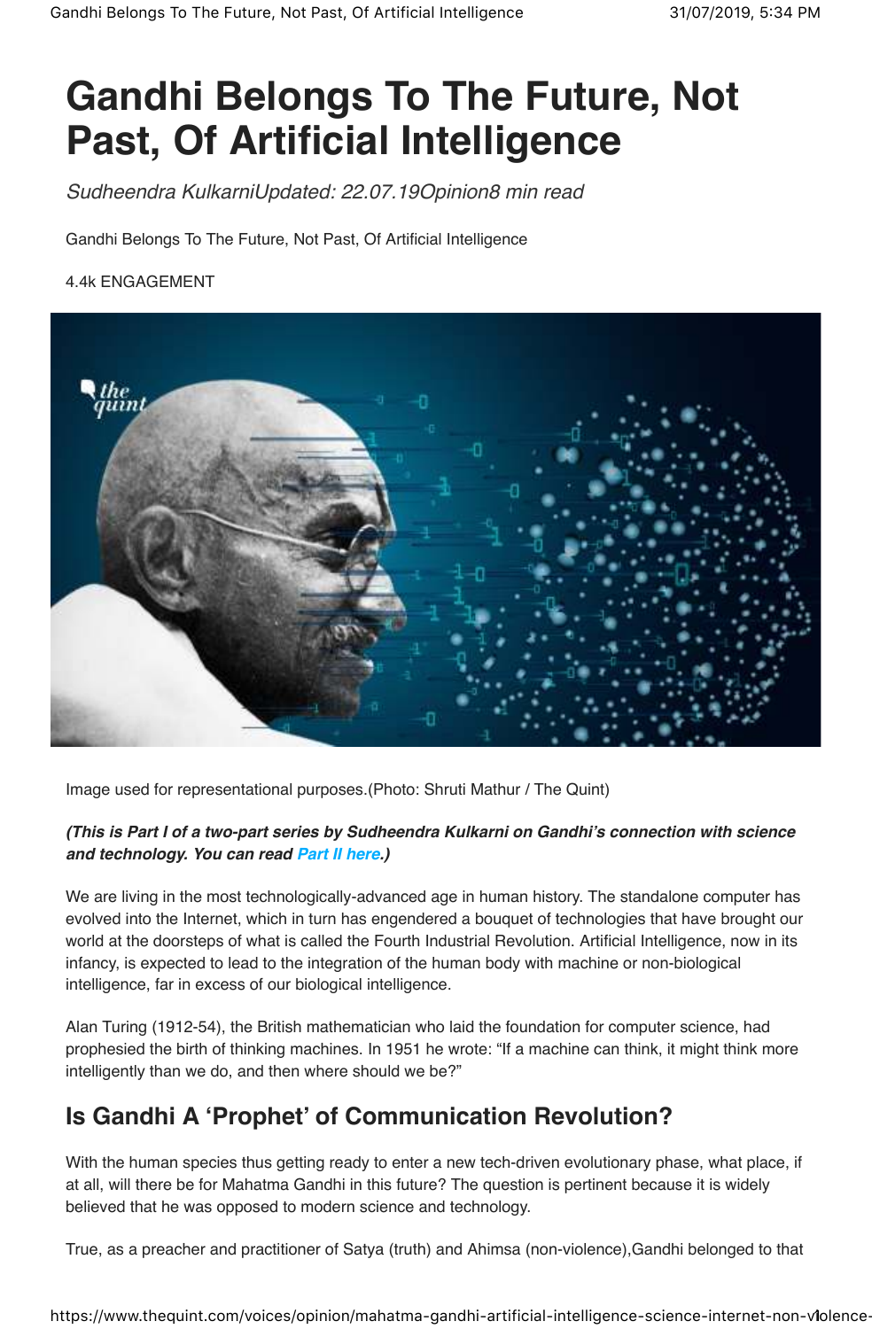# Gandhi Belongs To The Future, Not Past, Of Artificial Intelligence

*Sudheendra KulkarniUpdated: 22.07.19Opinion8 min read*

Gandhi Belongs To The Future, Not Past, Of Artificial Intelligence

4.4k ENGAGEMENT

Image used for representational purposes.(Photo: Shruti Mathur / The Quint)

***(This is Part I of a two-part series by Sudheendra Kulkarni on Gandhi's connection with science and technology. You can read Part II here.)***

We are living in the most technologically-advanced age in human history. The standalone computer has evolved into the Internet, which in turn has engendered a bouquet of technologies that have brought our world at the doorsteps of what is called the Fourth Industrial Revolution. Artificial Intelligence, now in its infancy, is expected to lead to the integration of the human body with machine or non-biological intelligence, far in excess of our biological intelligence.

Alan Turing (1912-54), the British mathematician who laid the foundation for computer science, had prophesied the birth of thinking machines. In 1951 he wrote: "If a machine can think, it might think more intelligently than we do, and then where should we be?"

## Is Gandhi A 'Prophet' of Communication Revolution?

With the human species thus getting ready to enter a new tech-driven evolutionary phase, what place, if at all, will there be for Mahatma Gandhi in this future? The question is pertinent because it is widely believed that he was opposed to modern science and technology.

True, as a preacher and practitioner of Satya (truth) and Ahimsa (non-violence),Gandhi belonged to that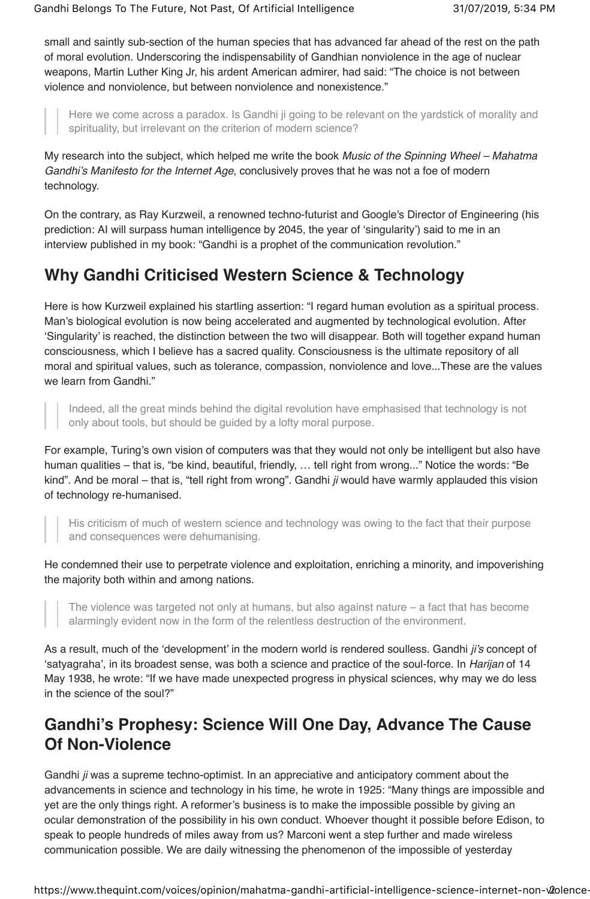small and saintly sub-section of the human species that has advanced far ahead of the rest on the path of moral evolution. Underscoring the indispensability of Gandhian nonviolence in the age of nuclear weapons, Martin Luther King Jr, his ardent American admirer, had said: "The choice is not between violence and nonviolence, but between nonviolence and nonexistence."

> Here we come across a paradox. Is Gandhi ji going to be relevant on the yardstick of morality and spirituality, but irrelevant on the criterion of modern science?

My research into the subject, which helped me write the book *Music of the Spinning Wheel – Mahatma Gandhi's Manifesto for the Internet Age*, conclusively proves that he was not a foe of modern technology.

On the contrary, as Ray Kurzweil, a renowned techno-futurist and Google's Director of Engineering (his prediction: AI will surpass human intelligence by 2045, the year of 'singularity') said to me in an interview published in my book: "Gandhi is a prophet of the communication revolution."

## Why Gandhi Criticised Western Science & Technology

Here is how Kurzweil explained his startling assertion: "I regard human evolution as a spiritual process. Man's biological evolution is now being accelerated and augmented by technological evolution. After 'Singularity' is reached, the distinction between the two will disappear. Both will together expand human consciousness, which I believe has a sacred quality. Consciousness is the ultimate repository of all moral and spiritual values, such as tolerance, compassion, nonviolence and love...These are the values we learn from Gandhi."

> Indeed, all the great minds behind the digital revolution have emphasised that technology is not only about tools, but should be guided by a lofty moral purpose.

For example, Turing's own vision of computers was that they would not only be intelligent but also have human qualities – that is, "be kind, beautiful, friendly, … tell right from wrong..." Notice the words: "Be kind". And be moral – that is, "tell right from wrong". Gandhi *ji* would have warmly applauded this vision of technology re-humanised.

> His criticism of much of western science and technology was owing to the fact that their purpose and consequences were dehumanising.

He condemned their use to perpetrate violence and exploitation, enriching a minority, and impoverishing the majority both within and among nations.

> The violence was targeted not only at humans, but also against nature – a fact that has become alarmingly evident now in the form of the relentless destruction of the environment.

As a result, much of the 'development' in the modern world is rendered soulless. Gandhi *ji's* concept of 'satyagraha', in its broadest sense, was both a science and practice of the soul-force. In *Harijan* of 14 May 1938, he wrote: "If we have made unexpected progress in physical sciences, why may we do less in the science of the soul?"

## Gandhi's Prophesy: Science Will One Day, Advance The Cause Of Non-Violence

Gandhi *ji* was a supreme techno-optimist. In an appreciative and anticipatory comment about the advancements in science and technology in his time, he wrote in 1925: "Many things are impossible and yet are the only things right. A reformer's business is to make the impossible possible by giving an ocular demonstration of the possibility in his own conduct. Whoever thought it possible before Edison, to speak to people hundreds of miles away from us? Marconi went a step further and made wireless communication possible. We are daily witnessing the phenomenon of the impossible of yesterday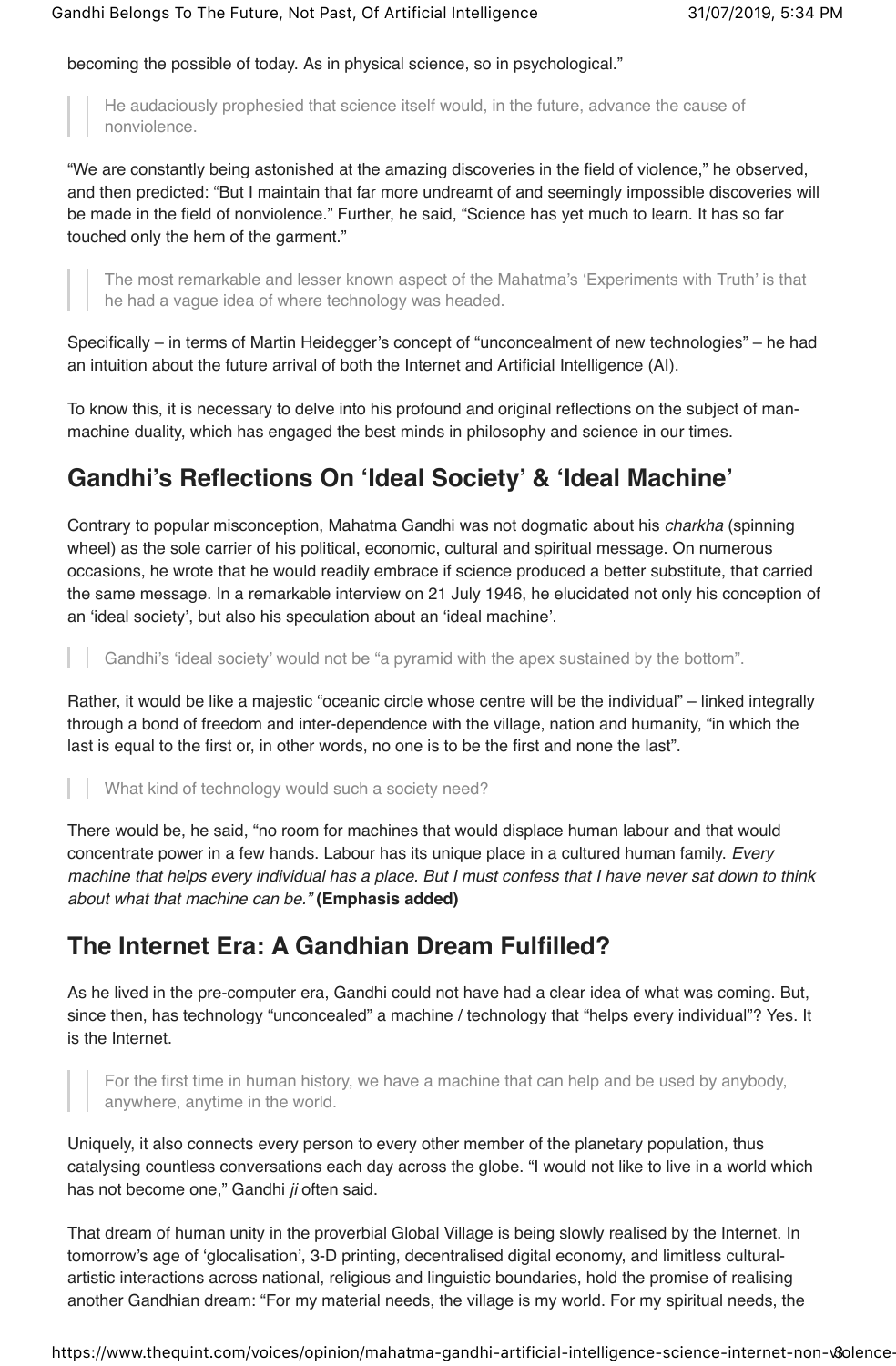becoming the possible of today. As in physical science, so in psychological."

> He audaciously prophesied that science itself would, in the future, advance the cause of nonviolence.

"We are constantly being astonished at the amazing discoveries in the field of violence," he observed, and then predicted: "But I maintain that far more undreamt of and seemingly impossible discoveries will be made in the field of nonviolence." Further, he said, "Science has yet much to learn. It has so far touched only the hem of the garment."

> The most remarkable and lesser known aspect of the Mahatma's 'Experiments with Truth' is that he had a vague idea of where technology was headed.

Specifically – in terms of Martin Heidegger's concept of "unconcealment of new technologies" – he had an intuition about the future arrival of both the Internet and Artificial Intelligence (AI).

To know this, it is necessary to delve into his profound and original reflections on the subject of man-machine duality, which has engaged the best minds in philosophy and science in our times.

## Gandhi's Reflections On 'Ideal Society' & 'Ideal Machine'

Contrary to popular misconception, Mahatma Gandhi was not dogmatic about his *charkha* (spinning wheel) as the sole carrier of his political, economic, cultural and spiritual message. On numerous occasions, he wrote that he would readily embrace if science produced a better substitute, that carried the same message. In a remarkable interview on 21 July 1946, he elucidated not only his conception of an 'ideal society', but also his speculation about an 'ideal machine'.

> Gandhi's 'ideal society' would not be "a pyramid with the apex sustained by the bottom".

Rather, it would be like a majestic "oceanic circle whose centre will be the individual" – linked integrally through a bond of freedom and inter-dependence with the village, nation and humanity, "in which the last is equal to the first or, in other words, no one is to be the first and none the last".

> What kind of technology would such a society need?

There would be, he said, "no room for machines that would displace human labour and that would concentrate power in a few hands. Labour has its unique place in a cultured human family. *Every machine that helps every individual has a place. But I must confess that I have never sat down to think about what that machine can be."* **(Emphasis added)**

## The Internet Era: A Gandhian Dream Fulfilled?

As he lived in the pre-computer era, Gandhi could not have had a clear idea of what was coming. But, since then, has technology "unconcealed" a machine / technology that "helps every individual"? Yes. It is the Internet.

> For the first time in human history, we have a machine that can help and be used by anybody, anywhere, anytime in the world.

Uniquely, it also connects every person to every other member of the planetary population, thus catalysing countless conversations each day across the globe. "I would not like to live in a world which has not become one," Gandhi *ji* often said.

That dream of human unity in the proverbial Global Village is being slowly realised by the Internet. In tomorrow's age of 'glocalisation', 3-D printing, decentralised digital economy, and limitless cultural-artistic interactions across national, religious and linguistic boundaries, hold the promise of realising another Gandhian dream: "For my material needs, the village is my world. For my spiritual needs, the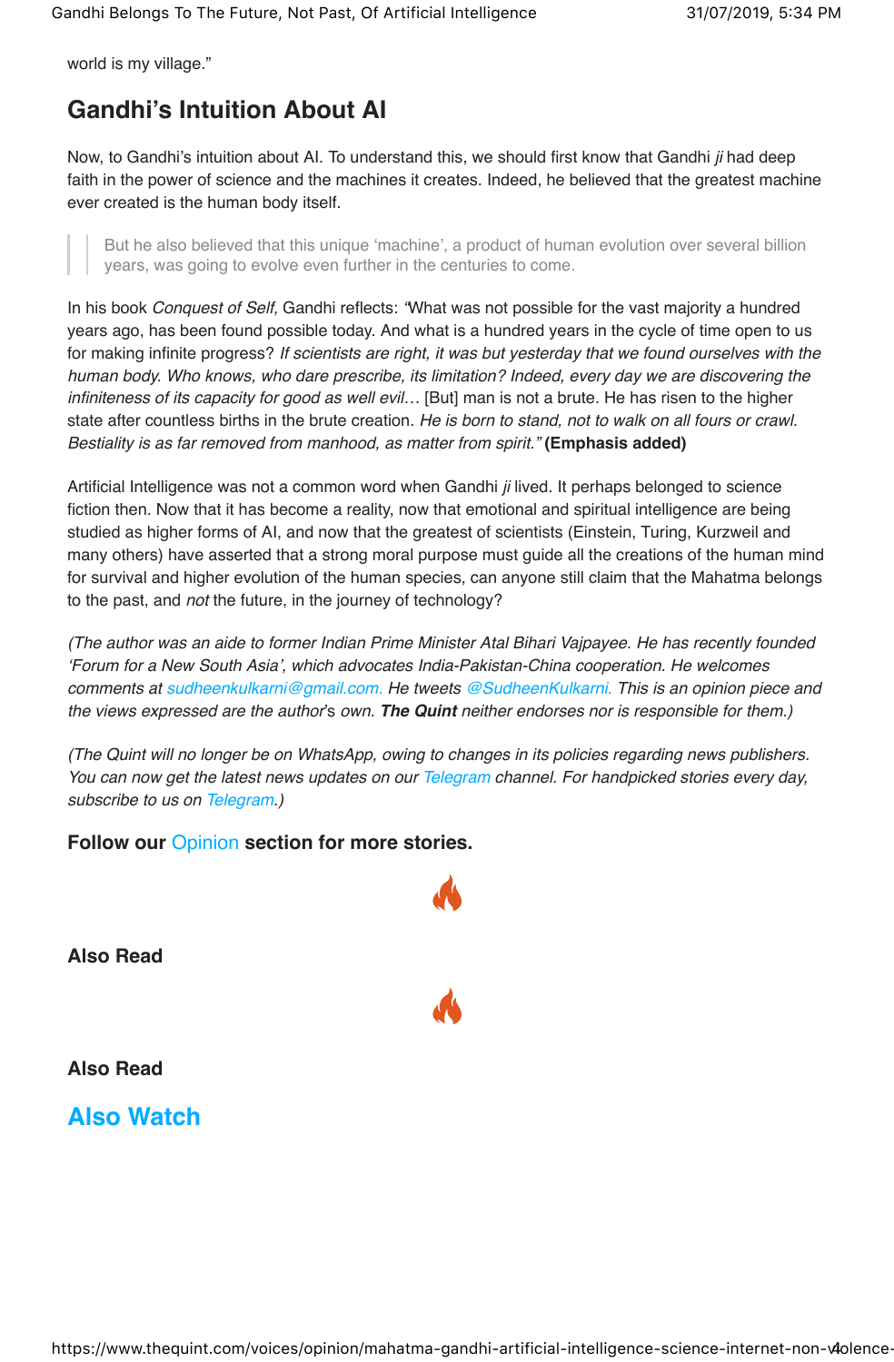world is my village."

## Gandhi's Intuition About AI

Now, to Gandhi's intuition about AI. To understand this, we should first know that Gandhi *ji* had deep faith in the power of science and the machines it creates. Indeed, he believed that the greatest machine ever created is the human body itself.

> But he also believed that this unique 'machine', a product of human evolution over several billion years, was going to evolve even further in the centuries to come.

In his book *Conquest of Self,* Gandhi reflects: "What was not possible for the vast majority a hundred years ago, has been found possible today. And what is a hundred years in the cycle of time open to us for making infinite progress? *If scientists are right, it was but yesterday that we found ourselves with the human body. Who knows, who dare prescribe, its limitation? Indeed, every day we are discovering the infiniteness of its capacity for good as well evil…* [But] man is not a brute. He has risen to the higher state after countless births in the brute creation. *He is born to stand, not to walk on all fours or crawl. Bestiality is as far removed from manhood, as matter from spirit."* **(Emphasis added)**

Artificial Intelligence was not a common word when Gandhi *ji* lived. It perhaps belonged to science fiction then. Now that it has become a reality, now that emotional and spiritual intelligence are being studied as higher forms of AI, and now that the greatest of scientists (Einstein, Turing, Kurzweil and many others) have asserted that a strong moral purpose must guide all the creations of the human mind for survival and higher evolution of the human species, can anyone still claim that the Mahatma belongs to the past, and *not* the future, in the journey of technology?

*(The author was an aide to former Indian Prime Minister Atal Bihari Vajpayee. He has recently founded 'Forum for a New South Asia', which advocates India-Pakistan-China cooperation. He welcomes comments at sudheenkulkarni@gmail.com. He tweets @SudheenKulkarni. This is an opinion piece and the views expressed are the author's own.* ***The Quint*** *neither endorses nor is responsible for them.)*

*(The Quint will no longer be on WhatsApp, owing to changes in its policies regarding news publishers. You can now get the latest news updates on our Telegram channel. For handpicked stories every day, subscribe to us on Telegram.)*

**Follow our Opinion section for more stories.**

**Also Read**

**Also Read**

## Also Watch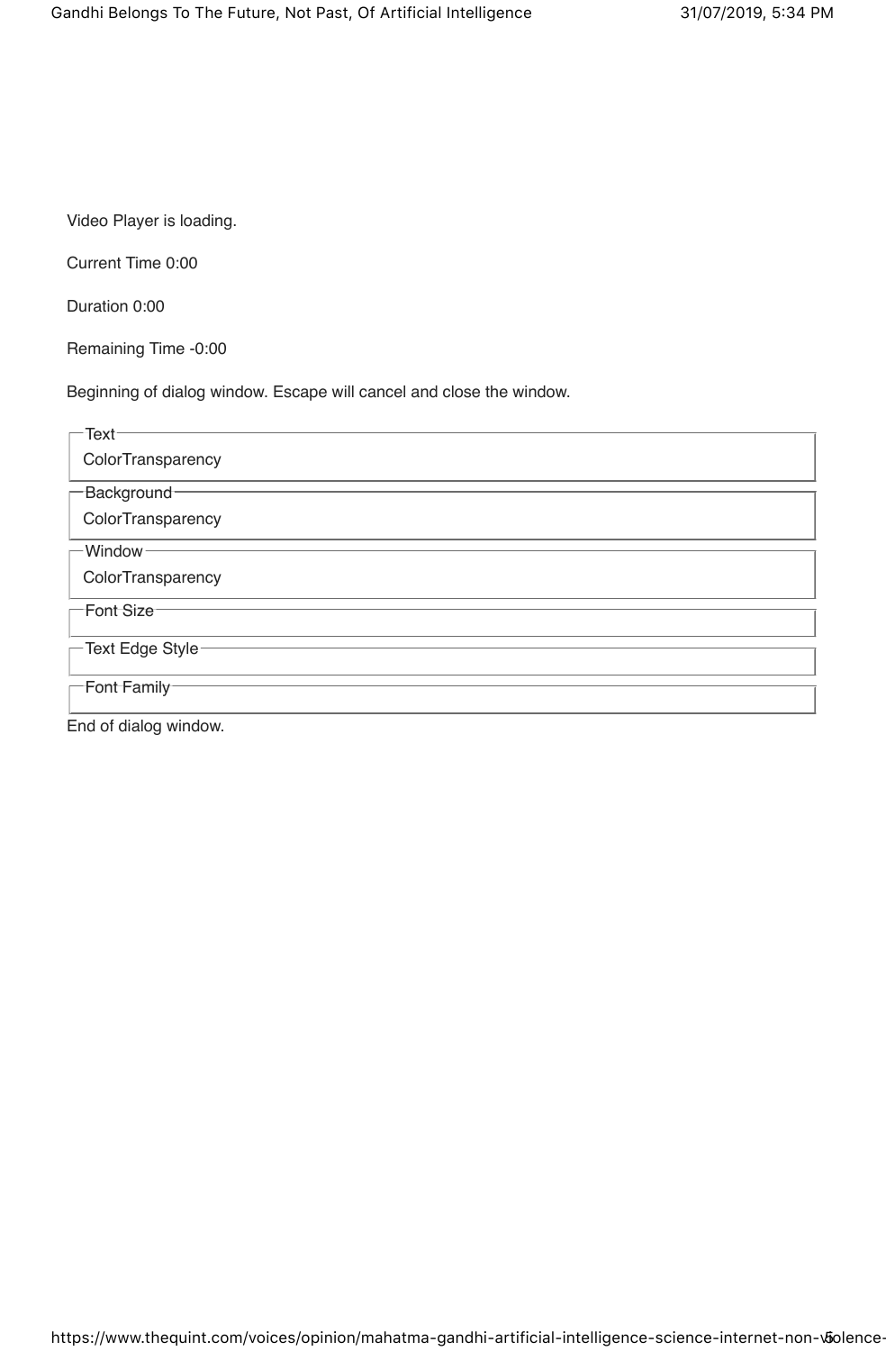Video Player is loading.

Current Time 0:00

Duration 0:00

Remaining Time -0:00

Beginning of dialog window. Escape will cancel and close the window.

Text
ColorTransparency

Background
ColorTransparency

Window
ColorTransparency

Font Size

Text Edge Style

Font Family

End of dialog window.